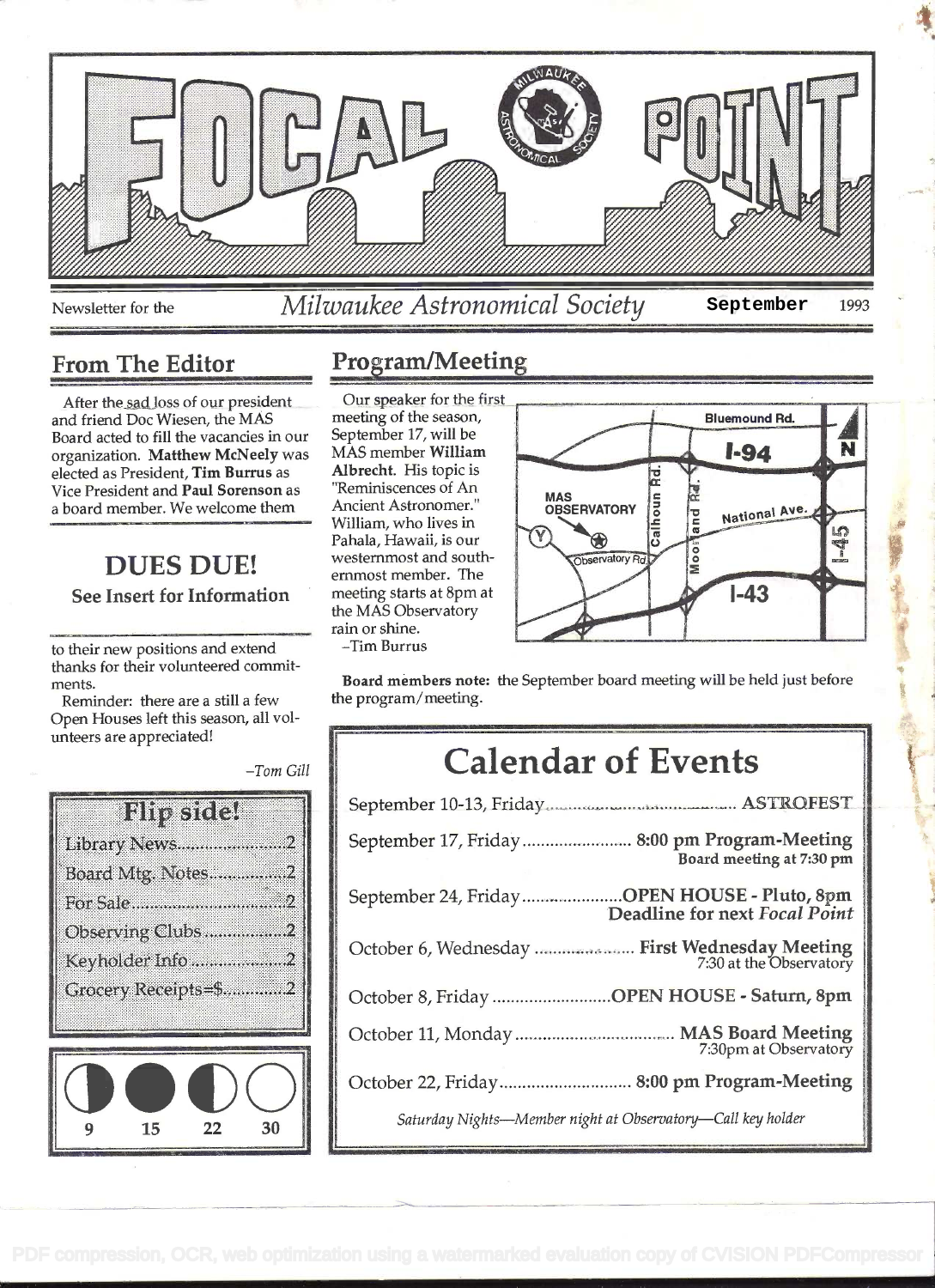# FOCAL POINT

Newsletter for the *Milwaukee Astronomical Society* **September** 1993

## From The Editor

After the sad loss of our president and friend Doc Wiesen, the MAS Board acted to fill the vacancies in our organization. **Matthew McNeely** was elected as President, **Tim Burrus** as Vice President and **Paul Sorenson** as a board member. We welcome them to their new positions and extend thanks for their volunteered commitments.

Reminder: there are a still a few Open Houses left this season, all volunteers are appreciated!

*–Tom Gill*

## DUES DUE!

**See Insert for Information**

## Flip side!

- Library News.......................2
- Board Mtg. Notes.................2
- For Sale..............................2
- Observing Clubs..................2
- Keyholder Info....................2
- Grocery Receipts=$..............2

9 15 22 30

## Program/Meeting

Our speaker for the first meeting of the season, September 17, will be MAS member **William Albrecht**. His topic is "Reminiscences of An Ancient Astronomer." William, who lives in Pahala, Hawaii, is our westernmost and southernmost member. The meeting starts at 8pm at the MAS Observatory rain or shine.

–Tim Burrus

Bluemound Rd. I-94 N MAS OBSERVATORY Calhoun Rd. Moorland Rd. National Ave. I-45 Observatory Rd. I-43

**Board members note:** the September board meeting will be held just before the program/meeting.

## Calendar of Events

September 10-13, Friday........................................ **ASTROFEST**

September 17, Friday........................ **8:00 pm Program-Meeting**
**Board meeting at 7:30 pm**

September 24, Friday......................**OPEN HOUSE - Pluto, 8pm**
**Deadline for next *Focal Point***

October 6, Wednesday ...................... **First Wednesday Meeting**
7:30 at the Observatory

October 8, Friday ..........................**OPEN HOUSE - Saturn, 8pm**

October 11, Monday ................................... **MAS Board Meeting**
7:30pm at Observatory

October 22, Friday............................ **8:00 pm Program-Meeting**

*Saturday Nights—Member night at Observatory—Call key holder*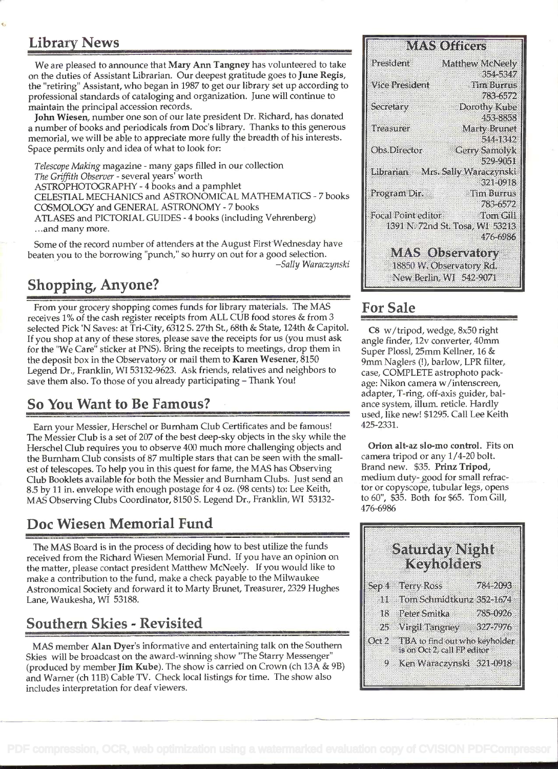## Library News

We are pleased to announce that **Mary Ann Tangney** has volunteered to take on the duties of Assistant Librarian. Our deepest gratitude goes to **June Regis**, the "retiring" Assistant, who began in 1987 to get our library set up according to professional standards of cataloging and organization. June will continue to maintain the principal accession records.

**John Wiesen**, number one son of our late president Dr. Richard, has donated a number of books and periodicals from Doc's library. Thanks to this generous memorial, we will be able to appreciate more fully the breadth of his interests. Space permits only and idea of what to look for:

*Telescope Making* magazine - many gaps filled in our collection
*The Griffith Observer* - several years' worth
ASTROPHOTOGRAPHY - 4 books and a pamphlet
CELESTIAL MECHANICS and ASTRONOMICAL MATHEMATICS - 7 books
COSMOLOGY and GENERAL ASTRONOMY - 7 books
ATLASES and PICTORIAL GUIDES - 4 books (including Vehrenberg)
...and many more.

Some of the record number of attenders at the August First Wednesday have beaten you to the borrowing "punch," so hurry on out for a good selection.

–*Sally Waraczynski*

## Shopping, Anyone?

From your grocery shopping comes funds for library materials. The MAS receives 1% of the cash register receipts from ALL CUB food stores & from 3 selected Pick 'N Saves: at Tri-City, 6312 S. 27th St., 68th & State, 124th & Capitol. If you shop at any of these stores, please save the receipts for us (you must ask for the "We Care" sticker at PNS). Bring the receipts to meetings, drop them in the deposit box in the Observatory or mail them to **Karen Wesener**, 8150 Legend Dr., Franklin, WI 53132-9623. Ask friends, relatives and neighbors to save them also. To those of you already participating – Thank You!

## So You Want to Be Famous?

Earn your Messier, Herschel or Burnham Club Certificates and be famous! The Messier Club is a set of 207 of the best deep-sky objects in the sky while the Herschel Club requires you to observe 400 much more challenging objects and the Burnham Club consists of 87 multiple stars that can be seen with the smallest of telescopes. To help you in this quest for fame, the MAS has Observing Club Booklets available for both the Messier and Burnham Clubs. Just send an 8.5 by 11 in. envelope with enough postage for 4 oz. (98 cents) to: Lee Keith, MAS Observing Clubs Coordinator, 8150 S. Legend Dr., Franklin, WI 53132-

## Doc Wiesen Memorial Fund

The MAS Board is in the process of deciding how to best utilize the funds received from the Richard Wiesen Memorial Fund. If you have an opinion on the matter, please contact president Matthew McNeely. If you would like to make a contribution to the fund, make a check payable to the Milwaukee Astronomical Society and forward it to Marty Brunet, Treasurer, 2329 Hughes Lane, Waukesha, WI 53188.

## Southern Skies - Revisited

MAS member **Alan Dyer**'s informative and entertaining talk on the Southern Skies will be broadcast on the award-winning show "The Starry Messenger" (produced by member **Jim Kube**). The show is carried on Crown (ch 13A & 9B) and Warner (ch 11B) Cable TV. Check local listings for time. The show also includes interpretation for deaf viewers.

## MAS Officers

| | |
|---|---|
| President | Matthew McNeely 354-5347 |
| Vice President | Tim Burrus 783-6572 |
| Secretary | Dorothy Kube 453-8858 |
| Treasurer | Marty Brunet 544-1342 |
| Obs.Director | Gerry Samolyk 529-9051 |
| Librarian | Mrs. Sally Waraczynski 321-0918 |
| Program Dir. | Tim Burrus 783-6572 |
| Focal Point editor | Tom Gill 1391 N. 72nd St. Tosa, WI 53213 476-6986 |

**MAS Observatory**
18850 W. Observatory Rd.
New Berlin, WI 542-9071

## For Sale

**C8** w/tripod, wedge, 8x50 right angle finder, 12v converter, 40mm Super Plossl, 25mm Kellner, 16 & 9mm Naglers (!), barlow, LPR filter, case, COMPLETE astrophoto package: Nikon camera w/intenscreen, adapter, T-ring, off-axis guider, balance system, illum. reticle. Hardly used, like new! $1295. Call Lee Keith 425-2331.

**Orion alt-az slo-mo control.** Fits on camera tripod or any 1/4-20 bolt. Brand new. $35. **Prinz Tripod,** medium duty- good for small refractor or copyscope, tubular legs, opens to 60", $35. Both for $65. Tom Gill, 476-6986

## Saturday Night Keyholders

| | | |
|---|---|---|
| Sep 4 | Terry Ross | 784-2093 |
| 11 | Tom Schmidtkunz | 352-1674 |
| 18 | Peter Smitka | 785-0926 |
| 25 | Virgil Tangney | 327-7976 |
| Oct 2 | TBA to find out who keyholder is on Oct 2, call FP editor | |
| 9 | Ken Waraczynski | 321-0918 |